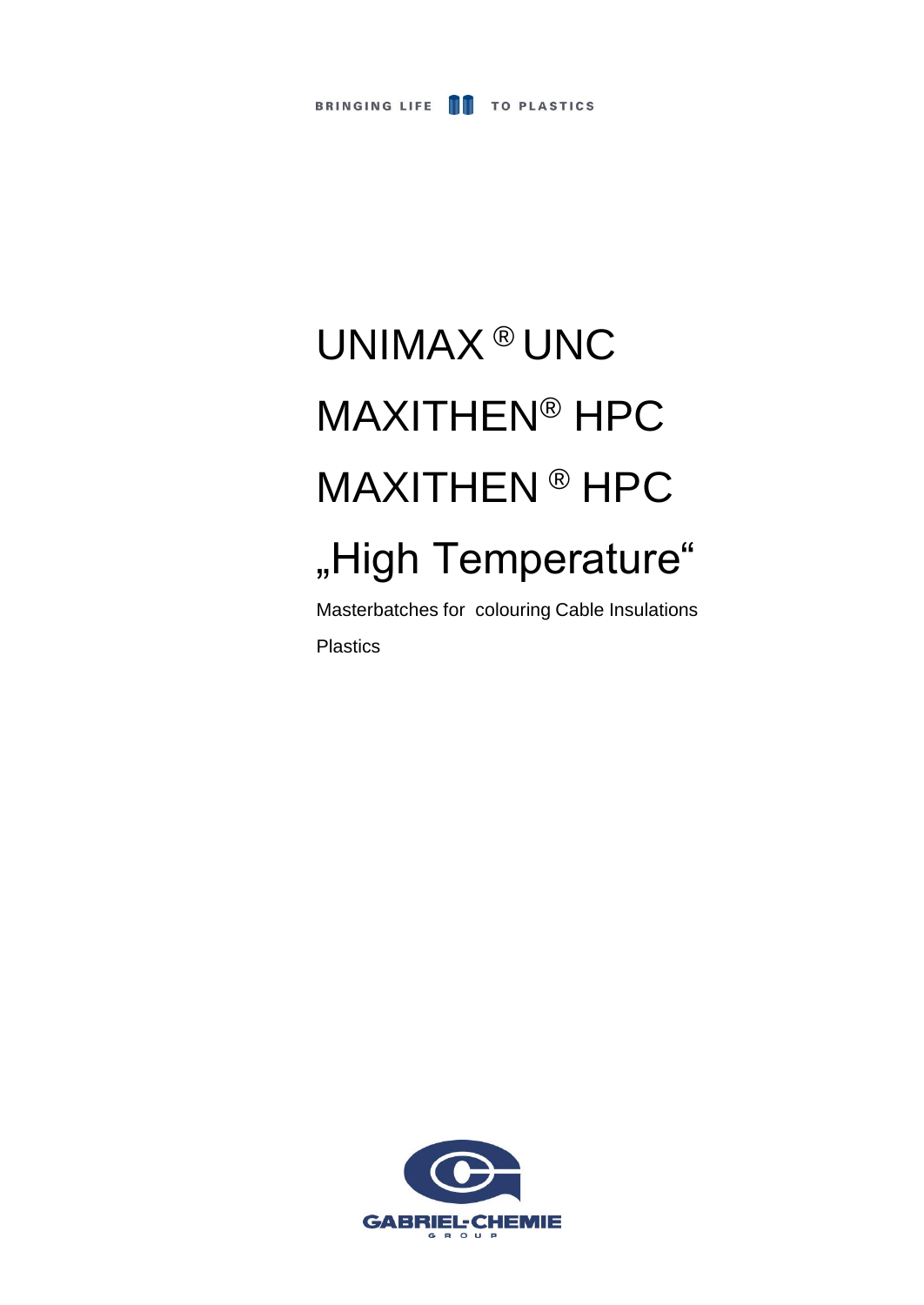BRINGING LIFE TO PLASTICS

# UNIMAX ® UNC

# MAXITHEN® HPC

# MAXITHEN ® HPC

# „High Temperature“

Masterbatches for colouring Cable Insulations

Plastics

GABRIEL-CHEMIE

GROUP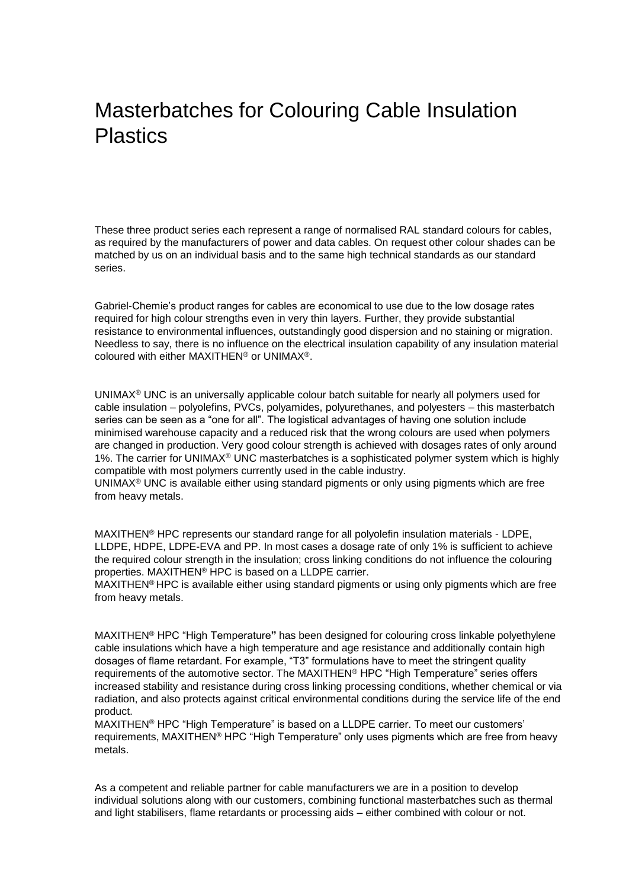# Masterbatches for Colouring Cable Insulation Plastics

These three product series each represent a range of normalised RAL standard colours for cables, as required by the manufacturers of power and data cables. On request other colour shades can be matched by us on an individual basis and to the same high technical standards as our standard series.

Gabriel-Chemie's product ranges for cables are economical to use due to the low dosage rates required for high colour strengths even in very thin layers. Further, they provide substantial resistance to environmental influences, outstandingly good dispersion and no staining or migration. Needless to say, there is no influence on the electrical insulation capability of any insulation material coloured with either MAXITHEN® or UNIMAX®.

UNIMAX® UNC is an universally applicable colour batch suitable for nearly all polymers used for cable insulation – polyolefins, PVCs, polyamides, polyurethanes, and polyesters – this masterbatch series can be seen as a "one for all". The logistical advantages of having one solution include minimised warehouse capacity and a reduced risk that the wrong colours are used when polymers are changed in production. Very good colour strength is achieved with dosages rates of only around 1%. The carrier for UNIMAX® UNC masterbatches is a sophisticated polymer system which is highly compatible with most polymers currently used in the cable industry.
UNIMAX® UNC is available either using standard pigments or only using pigments which are free from heavy metals.

MAXITHEN® HPC represents our standard range for all polyolefin insulation materials - LDPE, LLDPE, HDPE, LDPE-EVA and PP. In most cases a dosage rate of only 1% is sufficient to achieve the required colour strength in the insulation; cross linking conditions do not influence the colouring properties. MAXITHEN® HPC is based on a LLDPE carrier.
MAXITHEN® HPC is available either using standard pigments or using only pigments which are free from heavy metals.

MAXITHEN® HPC "High Temperature" has been designed for colouring cross linkable polyethylene cable insulations which have a high temperature and age resistance and additionally contain high dosages of flame retardant. For example, "T3" formulations have to meet the stringent quality requirements of the automotive sector. The MAXITHEN® HPC "High Temperature" series offers increased stability and resistance during cross linking processing conditions, whether chemical or via radiation, and also protects against critical environmental conditions during the service life of the end product.
MAXITHEN® HPC "High Temperature" is based on a LLDPE carrier. To meet our customers' requirements, MAXITHEN® HPC "High Temperature" only uses pigments which are free from heavy metals.

As a competent and reliable partner for cable manufacturers we are in a position to develop individual solutions along with our customers, combining functional masterbatches such as thermal and light stabilisers, flame retardants or processing aids – either combined with colour or not.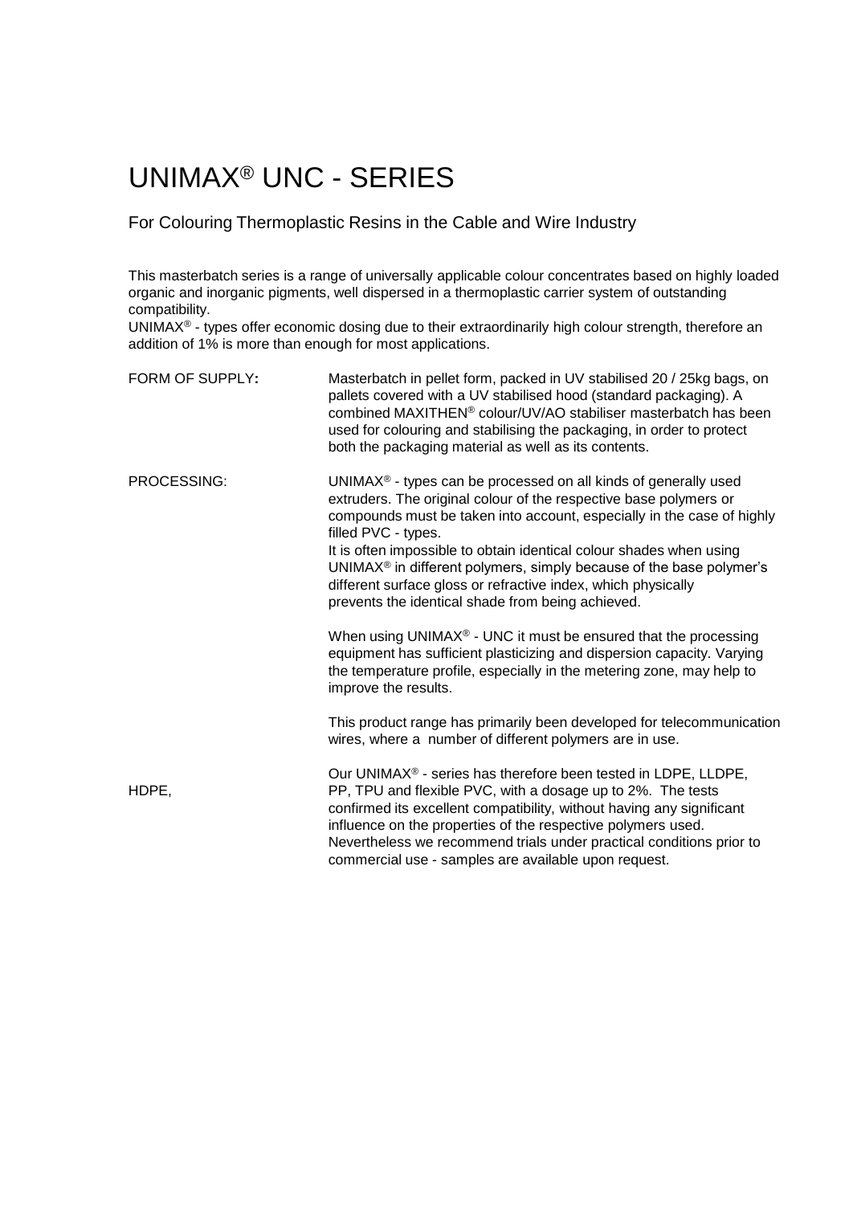# UNIMAX® UNC - SERIES

For Colouring Thermoplastic Resins in the Cable and Wire Industry

This masterbatch series is a range of universally applicable colour concentrates based on highly loaded organic and inorganic pigments, well dispersed in a thermoplastic carrier system of outstanding compatibility.
UNIMAX® - types offer economic dosing due to their extraordinarily high colour strength, therefore an addition of 1% is more than enough for most applications.

**FORM OF SUPPLY:**

Masterbatch in pellet form, packed in UV stabilised 20 / 25kg bags, on pallets covered with a UV stabilised hood (standard packaging). A combined MAXITHEN® colour/UV/AO stabiliser masterbatch has been used for colouring and stabilising the packaging, in order to protect both the packaging material as well as its contents.

**PROCESSING:**

UNIMAX® - types can be processed on all kinds of generally used extruders. The original colour of the respective base polymers or compounds must be taken into account, especially in the case of highly filled PVC - types.
It is often impossible to obtain identical colour shades when using UNIMAX® in different polymers, simply because of the base polymer's different surface gloss or refractive index, which physically prevents the identical shade from being achieved.

When using UNIMAX® - UNC it must be ensured that the processing equipment has sufficient plasticizing and dispersion capacity. Varying the temperature profile, especially in the metering zone, may help to improve the results.

This product range has primarily been developed for telecommunication wires, where a number of different polymers are in use.

Our UNIMAX® - series has therefore been tested in LDPE, LLDPE, HDPE, PP, TPU and flexible PVC, with a dosage up to 2%. The tests confirmed its excellent compatibility, without having any significant influence on the properties of the respective polymers used. Nevertheless we recommend trials under practical conditions prior to commercial use - samples are available upon request.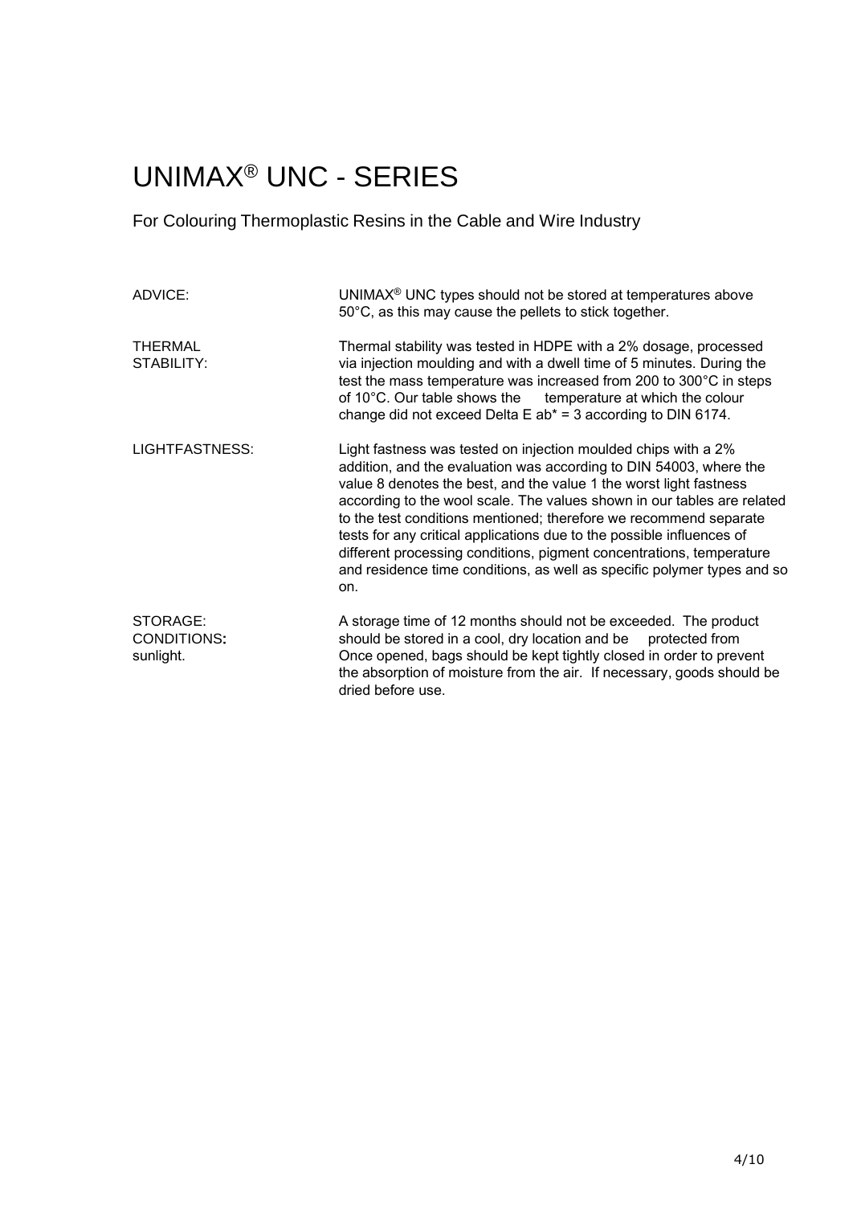# UNIMAX® UNC - SERIES

For Colouring Thermoplastic Resins in the Cable and Wire Industry

| | |
|---|---|
| ADVICE: | UNIMAX® UNC types should not be stored at temperatures above 50°C, as this may cause the pellets to stick together. |
| THERMAL STABILITY: | Thermal stability was tested in HDPE with a 2% dosage, processed via injection moulding and with a dwell time of 5 minutes. During the test the mass temperature was increased from 200 to 300°C in steps of 10°C. Our table shows the temperature at which the colour change did not exceed Delta E ab* = 3 according to DIN 6174. |
| LIGHTFASTNESS: | Light fastness was tested on injection moulded chips with a 2% addition, and the evaluation was according to DIN 54003, where the value 8 denotes the best, and the value 1 the worst light fastness according to the wool scale. The values shown in our tables are related to the test conditions mentioned; therefore we recommend separate tests for any critical applications due to the possible influences of different processing conditions, pigment concentrations, temperature and residence time conditions, as well as specific polymer types and so on. |
| STORAGE: CONDITIONS: sunlight. | A storage time of 12 months should not be exceeded. The product should be stored in a cool, dry location and be protected from Once opened, bags should be kept tightly closed in order to prevent the absorption of moisture from the air. If necessary, goods should be dried before use. |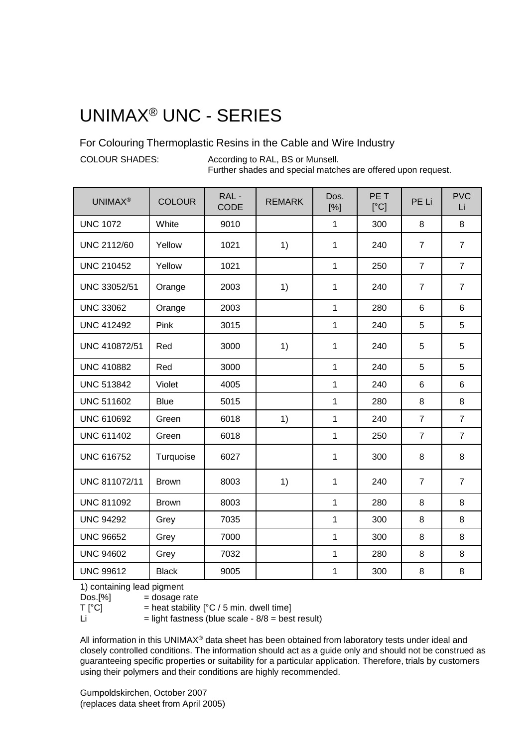# UNIMAX® UNC - SERIES

## For Colouring Thermoplastic Resins in the Cable and Wire Industry

COLOUR SHADES: According to RAL, BS or Munsell.
Further shades and special matches are offered upon request.

| UNIMAX® | COLOUR | RAL - CODE | REMARK | Dos. [%] | PE T [°C] | PE Li | PVC Li |
|---|---|---|---|---|---|---|---|
| UNC 1072 | White | 9010 | | 1 | 300 | 8 | 8 |
| UNC 2112/60 | Yellow | 1021 | 1) | 1 | 240 | 7 | 7 |
| UNC 210452 | Yellow | 1021 | | 1 | 250 | 7 | 7 |
| UNC 33052/51 | Orange | 2003 | 1) | 1 | 240 | 7 | 7 |
| UNC 33062 | Orange | 2003 | | 1 | 280 | 6 | 6 |
| UNC 412492 | Pink | 3015 | | 1 | 240 | 5 | 5 |
| UNC 410872/51 | Red | 3000 | 1) | 1 | 240 | 5 | 5 |
| UNC 410882 | Red | 3000 | | 1 | 240 | 5 | 5 |
| UNC 513842 | Violet | 4005 | | 1 | 240 | 6 | 6 |
| UNC 511602 | Blue | 5015 | | 1 | 280 | 8 | 8 |
| UNC 610692 | Green | 6018 | 1) | 1 | 240 | 7 | 7 |
| UNC 611402 | Green | 6018 | | 1 | 250 | 7 | 7 |
| UNC 616752 | Turquoise | 6027 | | 1 | 300 | 8 | 8 |
| UNC 811072/11 | Brown | 8003 | 1) | 1 | 240 | 7 | 7 |
| UNC 811092 | Brown | 8003 | | 1 | 280 | 8 | 8 |
| UNC 94292 | Grey | 7035 | | 1 | 300 | 8 | 8 |
| UNC 96652 | Grey | 7000 | | 1 | 300 | 8 | 8 |
| UNC 94602 | Grey | 7032 | | 1 | 280 | 8 | 8 |
| UNC 99612 | Black | 9005 | | 1 | 300 | 8 | 8 |

1) containing lead pigment
Dos.[%] = dosage rate
T [°C] = heat stability [°C / 5 min. dwell time]
Li = light fastness (blue scale - 8/8 = best result)

All information in this UNIMAX® data sheet has been obtained from laboratory tests under ideal and closely controlled conditions. The information should act as a guide only and should not be construed as guaranteeing specific properties or suitability for a particular application. Therefore, trials by customers using their polymers and their conditions are highly recommended.

Gumpoldskirchen, October 2007
(replaces data sheet from April 2005)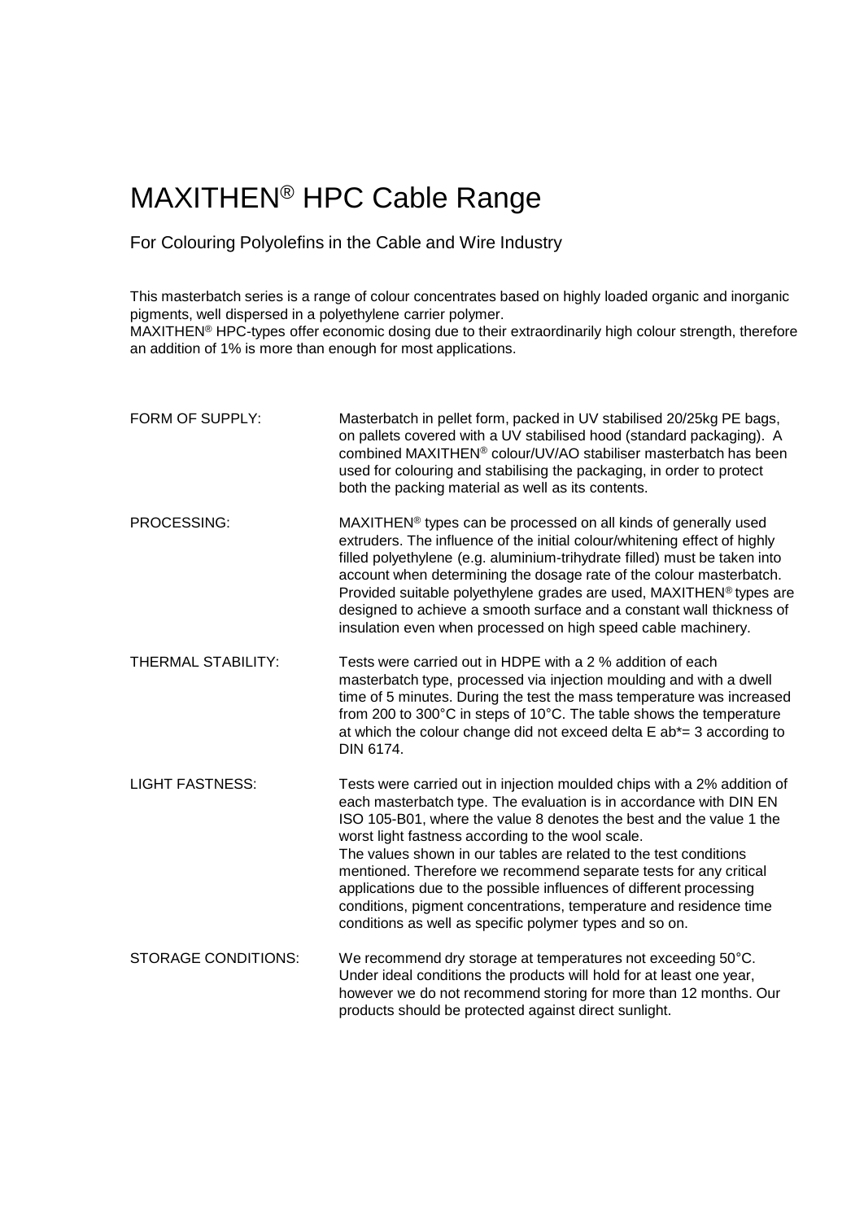# MAXITHEN® HPC Cable Range

## For Colouring Polyolefins in the Cable and Wire Industry

This masterbatch series is a range of colour concentrates based on highly loaded organic and inorganic pigments, well dispersed in a polyethylene carrier polymer.
MAXITHEN® HPC-types offer economic dosing due to their extraordinarily high colour strength, therefore an addition of 1% is more than enough for most applications.

| | |
|---|---|
| FORM OF SUPPLY: | Masterbatch in pellet form, packed in UV stabilised 20/25kg PE bags, on pallets covered with a UV stabilised hood (standard packaging). A combined MAXITHEN® colour/UV/AO stabiliser masterbatch has been used for colouring and stabilising the packaging, in order to protect both the packing material as well as its contents. |
| PROCESSING: | MAXITHEN® types can be processed on all kinds of generally used extruders. The influence of the initial colour/whitening effect of highly filled polyethylene (e.g. aluminium-trihydrate filled) must be taken into account when determining the dosage rate of the colour masterbatch. Provided suitable polyethylene grades are used, MAXITHEN® types are designed to achieve a smooth surface and a constant wall thickness of insulation even when processed on high speed cable machinery. |
| THERMAL STABILITY: | Tests were carried out in HDPE with a 2 % addition of each masterbatch type, processed via injection moulding and with a dwell time of 5 minutes. During the test the mass temperature was increased from 200 to 300°C in steps of 10°C. The table shows the temperature at which the colour change did not exceed delta E ab*= 3 according to DIN 6174. |
| LIGHT FASTNESS: | Tests were carried out in injection moulded chips with a 2% addition of each masterbatch type. The evaluation is in accordance with DIN EN ISO 105-B01, where the value 8 denotes the best and the value 1 the worst light fastness according to the wool scale. The values shown in our tables are related to the test conditions mentioned. Therefore we recommend separate tests for any critical applications due to the possible influences of different processing conditions, pigment concentrations, temperature and residence time conditions as well as specific polymer types and so on. |
| STORAGE CONDITIONS: | We recommend dry storage at temperatures not exceeding 50°C. Under ideal conditions the products will hold for at least one year, however we do not recommend storing for more than 12 months. Our products should be protected against direct sunlight. |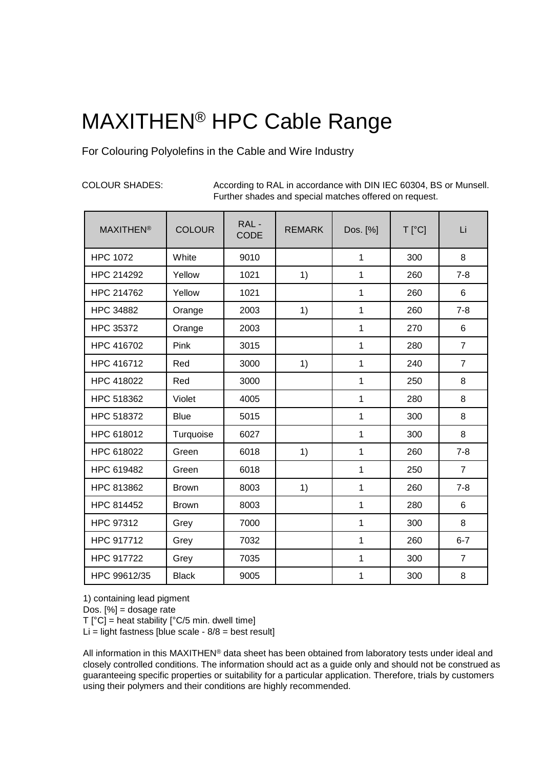# MAXITHEN® HPC Cable Range

For Colouring Polyolefins in the Cable and Wire Industry

COLOUR SHADES: According to RAL in accordance with DIN IEC 60304, BS or Munsell. Further shades and special matches offered on request.

| MAXITHEN® | COLOUR | RAL - CODE | REMARK | Dos. [%] | T [°C] | Li |
|---|---|---|---|---|---|---|
| HPC 1072 | White | 9010 | | 1 | 300 | 8 |
| HPC 214292 | Yellow | 1021 | 1) | 1 | 260 | 7-8 |
| HPC 214762 | Yellow | 1021 | | 1 | 260 | 6 |
| HPC 34882 | Orange | 2003 | 1) | 1 | 260 | 7-8 |
| HPC 35372 | Orange | 2003 | | 1 | 270 | 6 |
| HPC 416702 | Pink | 3015 | | 1 | 280 | 7 |
| HPC 416712 | Red | 3000 | 1) | 1 | 240 | 7 |
| HPC 418022 | Red | 3000 | | 1 | 250 | 8 |
| HPC 518362 | Violet | 4005 | | 1 | 280 | 8 |
| HPC 518372 | Blue | 5015 | | 1 | 300 | 8 |
| HPC 618012 | Turquoise | 6027 | | 1 | 300 | 8 |
| HPC 618022 | Green | 6018 | 1) | 1 | 260 | 7-8 |
| HPC 619482 | Green | 6018 | | 1 | 250 | 7 |
| HPC 813862 | Brown | 8003 | 1) | 1 | 260 | 7-8 |
| HPC 814452 | Brown | 8003 | | 1 | 280 | 6 |
| HPC 97312 | Grey | 7000 | | 1 | 300 | 8 |
| HPC 917712 | Grey | 7032 | | 1 | 260 | 6-7 |
| HPC 917722 | Grey | 7035 | | 1 | 300 | 7 |
| HPC 99612/35 | Black | 9005 | | 1 | 300 | 8 |

1) containing lead pigment
Dos. [%] = dosage rate
T [°C] = heat stability [°C/5 min. dwell time]
Li = light fastness [blue scale - 8/8 = best result]

All information in this MAXITHEN® data sheet has been obtained from laboratory tests under ideal and closely controlled conditions. The information should act as a guide only and should not be construed as guaranteeing specific properties or suitability for a particular application. Therefore, trials by customers using their polymers and their conditions are highly recommended.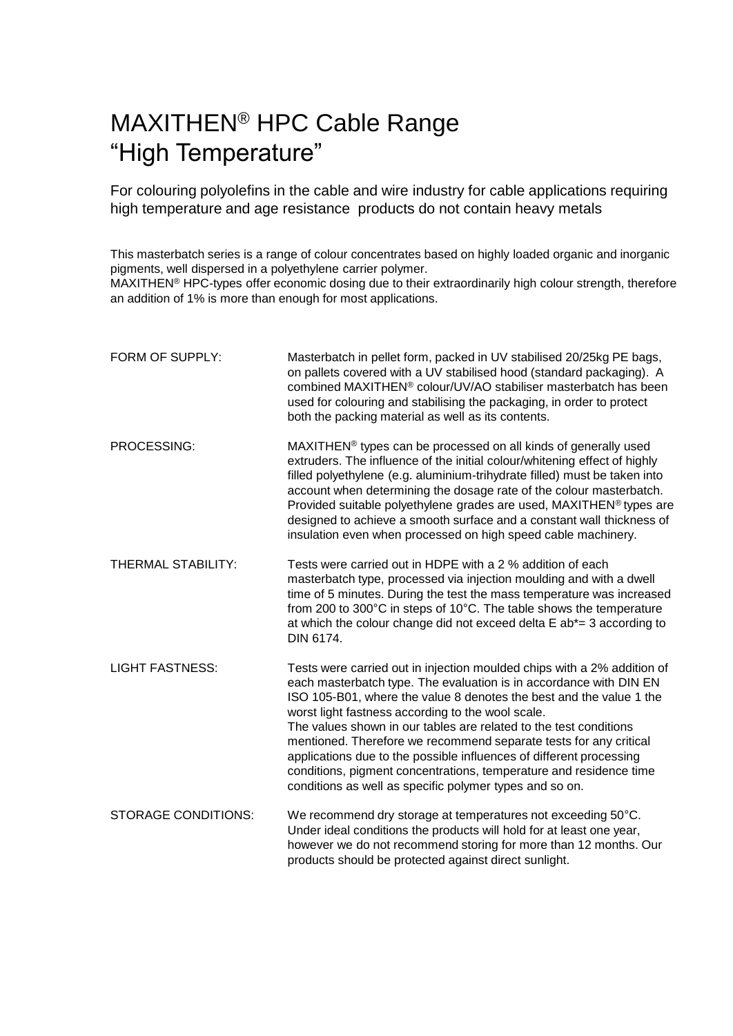# MAXITHEN® HPC Cable Range
# "High Temperature"

For colouring polyolefins in the cable and wire industry for cable applications requiring high temperature and age resistance  products do not contain heavy metals

This masterbatch series is a range of colour concentrates based on highly loaded organic and inorganic pigments, well dispersed in a polyethylene carrier polymer.
MAXITHEN® HPC-types offer economic dosing due to their extraordinarily high colour strength, therefore an addition of 1% is more than enough for most applications.

| | |
|---|---|
| FORM OF SUPPLY: | Masterbatch in pellet form, packed in UV stabilised 20/25kg PE bags, on pallets covered with a UV stabilised hood (standard packaging). A combined MAXITHEN® colour/UV/AO stabiliser masterbatch has been used for colouring and stabilising the packaging, in order to protect both the packing material as well as its contents. |
| PROCESSING: | MAXITHEN® types can be processed on all kinds of generally used extruders. The influence of the initial colour/whitening effect of highly filled polyethylene (e.g. aluminium-trihydrate filled) must be taken into account when determining the dosage rate of the colour masterbatch. Provided suitable polyethylene grades are used, MAXITHEN® types are designed to achieve a smooth surface and a constant wall thickness of insulation even when processed on high speed cable machinery. |
| THERMAL STABILITY: | Tests were carried out in HDPE with a 2 % addition of each masterbatch type, processed via injection moulding and with a dwell time of 5 minutes. During the test the mass temperature was increased from 200 to 300°C in steps of 10°C. The table shows the temperature at which the colour change did not exceed delta E ab*= 3 according to DIN 6174. |
| LIGHT FASTNESS: | Tests were carried out in injection moulded chips with a 2% addition of each masterbatch type. The evaluation is in accordance with DIN EN ISO 105-B01, where the value 8 denotes the best and the value 1 the worst light fastness according to the wool scale. The values shown in our tables are related to the test conditions mentioned. Therefore we recommend separate tests for any critical applications due to the possible influences of different processing conditions, pigment concentrations, temperature and residence time conditions as well as specific polymer types and so on. |
| STORAGE CONDITIONS: | We recommend dry storage at temperatures not exceeding 50°C. Under ideal conditions the products will hold for at least one year, however we do not recommend storing for more than 12 months. Our products should be protected against direct sunlight. |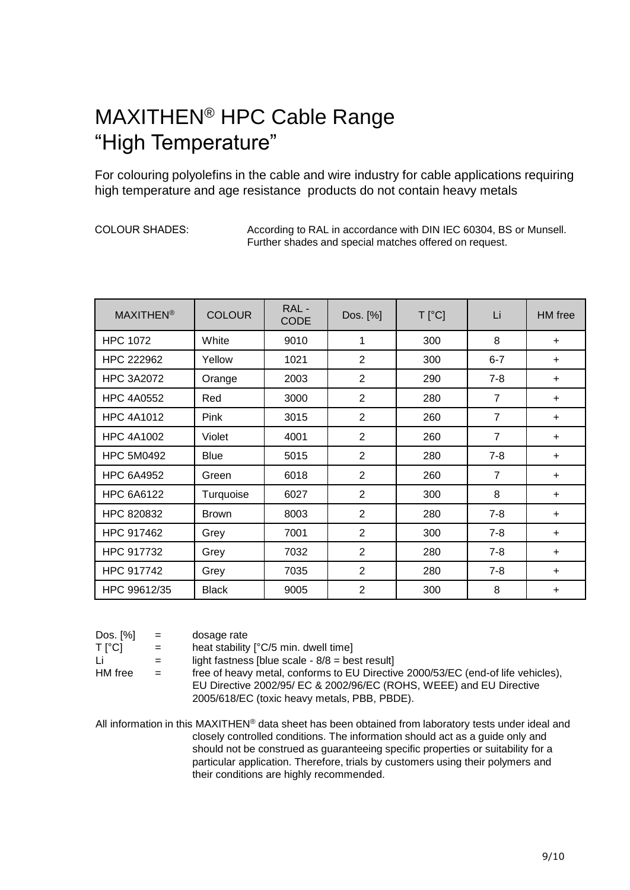# MAXITHEN® HPC Cable Range
# "High Temperature"

For colouring polyolefins in the cable and wire industry for cable applications requiring high temperature and age resistance products do not contain heavy metals

COLOUR SHADES: According to RAL in accordance with DIN IEC 60304, BS or Munsell. Further shades and special matches offered on request.

| MAXITHEN® | COLOUR | RAL - CODE | Dos. [%] | T [°C] | Li | HM free |
|---|---|---|---|---|---|---|
| HPC 1072 | White | 9010 | 1 | 300 | 8 | + |
| HPC 222962 | Yellow | 1021 | 2 | 300 | 6-7 | + |
| HPC 3A2072 | Orange | 2003 | 2 | 290 | 7-8 | + |
| HPC 4A0552 | Red | 3000 | 2 | 280 | 7 | + |
| HPC 4A1012 | Pink | 3015 | 2 | 260 | 7 | + |
| HPC 4A1002 | Violet | 4001 | 2 | 260 | 7 | + |
| HPC 5M0492 | Blue | 5015 | 2 | 280 | 7-8 | + |
| HPC 6A4952 | Green | 6018 | 2 | 260 | 7 | + |
| HPC 6A6122 | Turquoise | 6027 | 2 | 300 | 8 | + |
| HPC 820832 | Brown | 8003 | 2 | 280 | 7-8 | + |
| HPC 917462 | Grey | 7001 | 2 | 300 | 7-8 | + |
| HPC 917732 | Grey | 7032 | 2 | 280 | 7-8 | + |
| HPC 917742 | Grey | 7035 | 2 | 280 | 7-8 | + |
| HPC 99612/35 | Black | 9005 | 2 | 300 | 8 | + |

Dos. [%] = dosage rate
T [°C] = heat stability [°C/5 min. dwell time]
Li = light fastness [blue scale - 8/8 = best result]
HM free = free of heavy metal, conforms to EU Directive 2000/53/EC (end-of life vehicles), EU Directive 2002/95/ EC & 2002/96/EC (ROHS, WEEE) and EU Directive 2005/618/EC (toxic heavy metals, PBB, PBDE).

All information in this MAXITHEN® data sheet has been obtained from laboratory tests under ideal and closely controlled conditions. The information should act as a guide only and should not be construed as guaranteeing specific properties or suitability for a particular application. Therefore, trials by customers using their polymers and their conditions are highly recommended.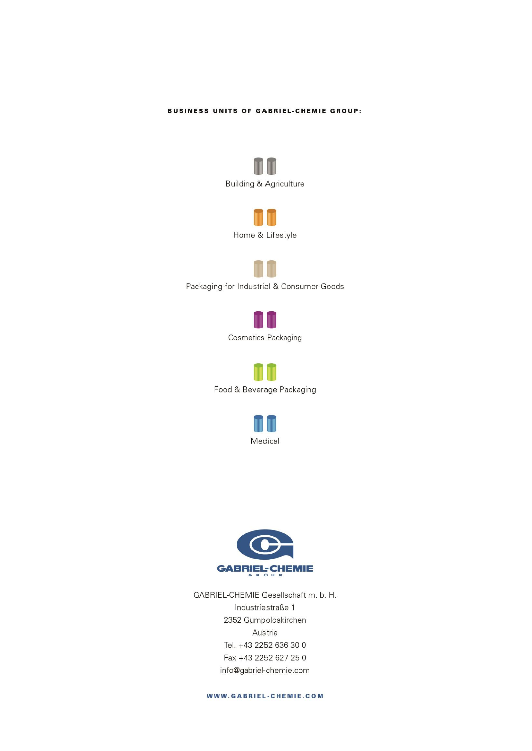**BUSINESS UNITS OF GABRIEL-CHEMIE GROUP:**

Building & Agriculture

Home & Lifestyle

Packaging for Industrial & Consumer Goods

Cosmetics Packaging

Food & Beverage Packaging

Medical

GABRIEL-CHEMIE GROUP

GABRIEL-CHEMIE Gesellschaft m. b. H.
Industriestraße 1
2352 Gumpoldskirchen
Austria
Tel. +43 2252 636 30 0
Fax +43 2252 627 25 0
info@gabriel-chemie.com

WWW.GABRIEL-CHEMIE.COM